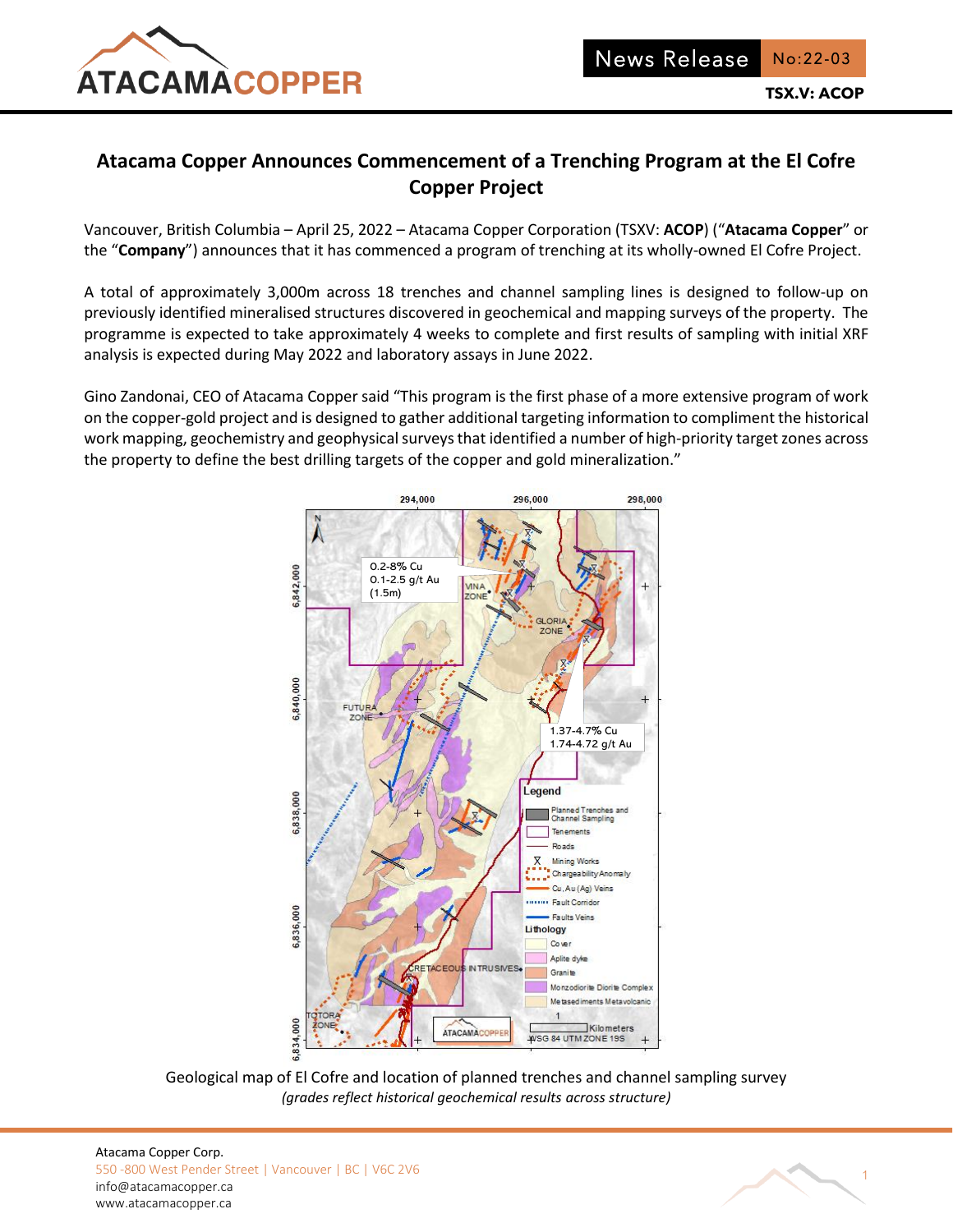News Release No:22-03

TSX.V: ACOP

# Atacama Copper Announces Commencement of a Trenching Program at the El Cofre Copper Project

Vancouver, British Columbia – April 25, 2022 – Atacama Copper Corporation (TSXV: **ACOP**) ("**Atacama Copper**" or the "**Company**") announces that it has commenced a program of trenching at its wholly-owned El Cofre Project.

A total of approximately 3,000m across 18 trenches and channel sampling lines is designed to follow-up on previously identified mineralised structures discovered in geochemical and mapping surveys of the property. The programme is expected to take approximately 4 weeks to complete and first results of sampling with initial XRF analysis is expected during May 2022 and laboratory assays in June 2022.

Gino Zandonai, CEO of Atacama Copper said "This program is the first phase of a more extensive program of work on the copper-gold project and is designed to gather additional targeting information to compliment the historical work mapping, geochemistry and geophysical surveys that identified a number of high-priority target zones across the property to define the best drilling targets of the copper and gold mineralization."

Geological map of El Cofre and location of planned trenches and channel sampling survey
*(grades reflect historical geochemical results across structure)*

Atacama Copper Corp.
550 -800 West Pender Street | Vancouver | BC | V6C 2V6
info@atacamacopper.ca
www.atacamacopper.ca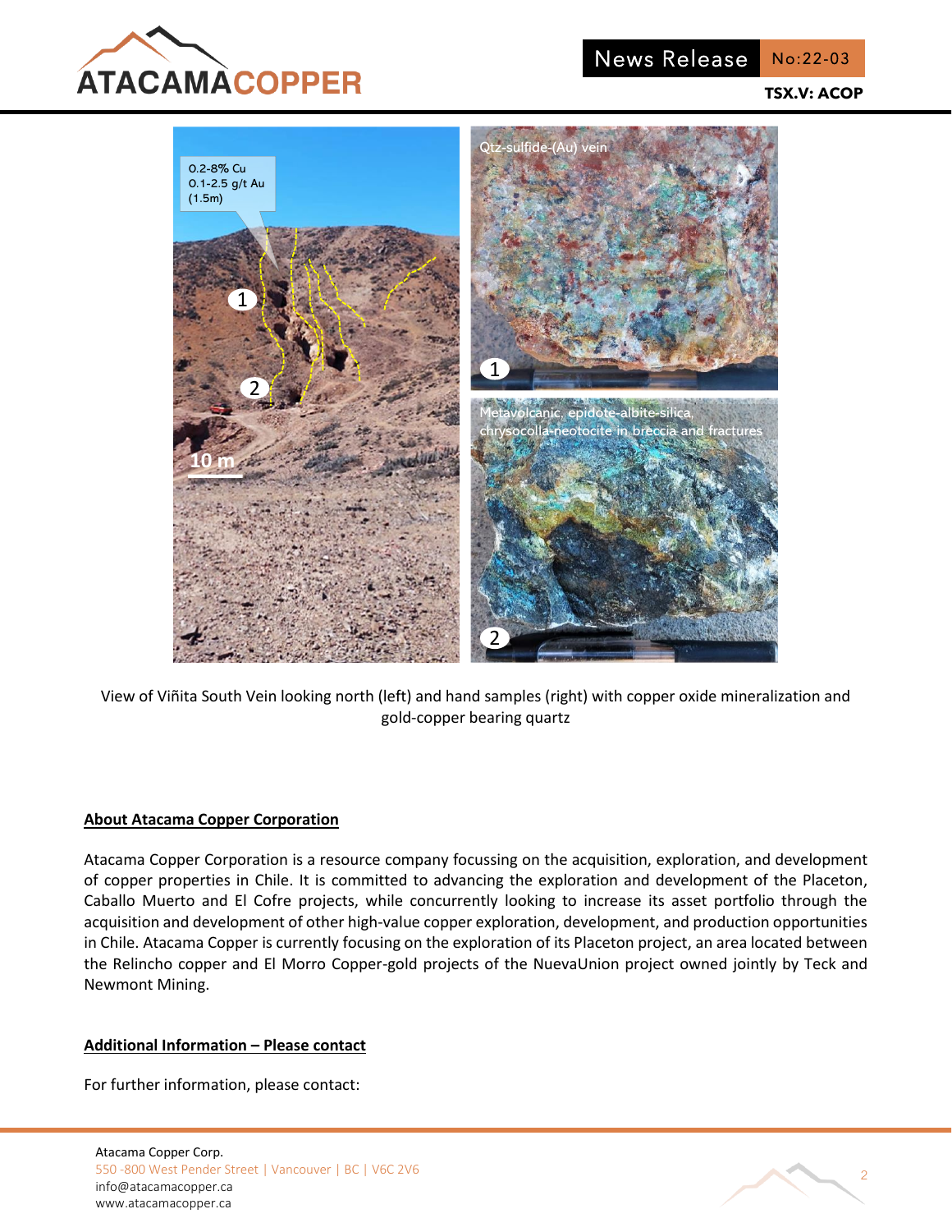View of Viñita South Vein looking north (left) and hand samples (right) with copper oxide mineralization and gold-copper bearing quartz

## About Atacama Copper Corporation

Atacama Copper Corporation is a resource company focussing on the acquisition, exploration, and development of copper properties in Chile. It is committed to advancing the exploration and development of the Placeton, Caballo Muerto and El Cofre projects, while concurrently looking to increase its asset portfolio through the acquisition and development of other high-value copper exploration, development, and production opportunities in Chile. Atacama Copper is currently focusing on the exploration of its Placeton project, an area located between the Relincho copper and El Morro Copper-gold projects of the NuevaUnion project owned jointly by Teck and Newmont Mining.

## Additional Information – Please contact

For further information, please contact: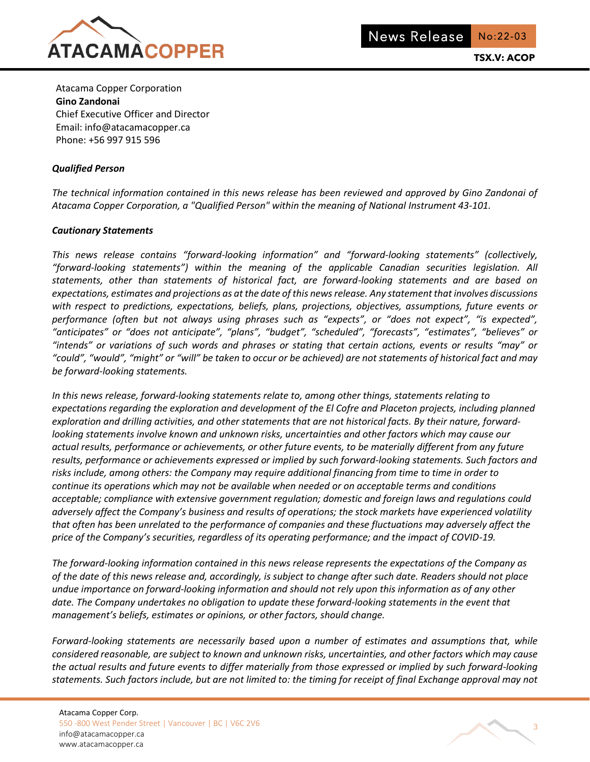Atacama Copper Corporation
**Gino Zandonai**
Chief Executive Officer and Director
Email: info@atacamacopper.ca
Phone: +56 997 915 596

***Qualified Person***

*The technical information contained in this news release has been reviewed and approved by Gino Zandonai of Atacama Copper Corporation, a "Qualified Person" within the meaning of National Instrument 43-101.*

***Cautionary Statements***

*This news release contains "forward-looking information" and "forward-looking statements" (collectively, "forward-looking statements") within the meaning of the applicable Canadian securities legislation. All statements, other than statements of historical fact, are forward-looking statements and are based on expectations, estimates and projections as at the date of this news release. Any statement that involves discussions with respect to predictions, expectations, beliefs, plans, projections, objectives, assumptions, future events or performance (often but not always using phrases such as "expects", or "does not expect", "is expected", "anticipates" or "does not anticipate", "plans", "budget", "scheduled", "forecasts", "estimates", "believes" or "intends" or variations of such words and phrases or stating that certain actions, events or results "may" or "could", "would", "might" or "will" be taken to occur or be achieved) are not statements of historical fact and may be forward-looking statements.*

*In this news release, forward-looking statements relate to, among other things, statements relating to expectations regarding the exploration and development of the El Cofre and Placeton projects, including planned exploration and drilling activities, and other statements that are not historical facts. By their nature, forward-looking statements involve known and unknown risks, uncertainties and other factors which may cause our actual results, performance or achievements, or other future events, to be materially different from any future results, performance or achievements expressed or implied by such forward-looking statements. Such factors and risks include, among others: the Company may require additional financing from time to time in order to continue its operations which may not be available when needed or on acceptable terms and conditions acceptable; compliance with extensive government regulation; domestic and foreign laws and regulations could adversely affect the Company's business and results of operations; the stock markets have experienced volatility that often has been unrelated to the performance of companies and these fluctuations may adversely affect the price of the Company's securities, regardless of its operating performance; and the impact of COVID-19.*

*The forward-looking information contained in this news release represents the expectations of the Company as of the date of this news release and, accordingly, is subject to change after such date. Readers should not place undue importance on forward-looking information and should not rely upon this information as of any other date. The Company undertakes no obligation to update these forward-looking statements in the event that management's beliefs, estimates or opinions, or other factors, should change.*

*Forward-looking statements are necessarily based upon a number of estimates and assumptions that, while considered reasonable, are subject to known and unknown risks, uncertainties, and other factors which may cause the actual results and future events to differ materially from those expressed or implied by such forward-looking statements. Such factors include, but are not limited to: the timing for receipt of final Exchange approval may not*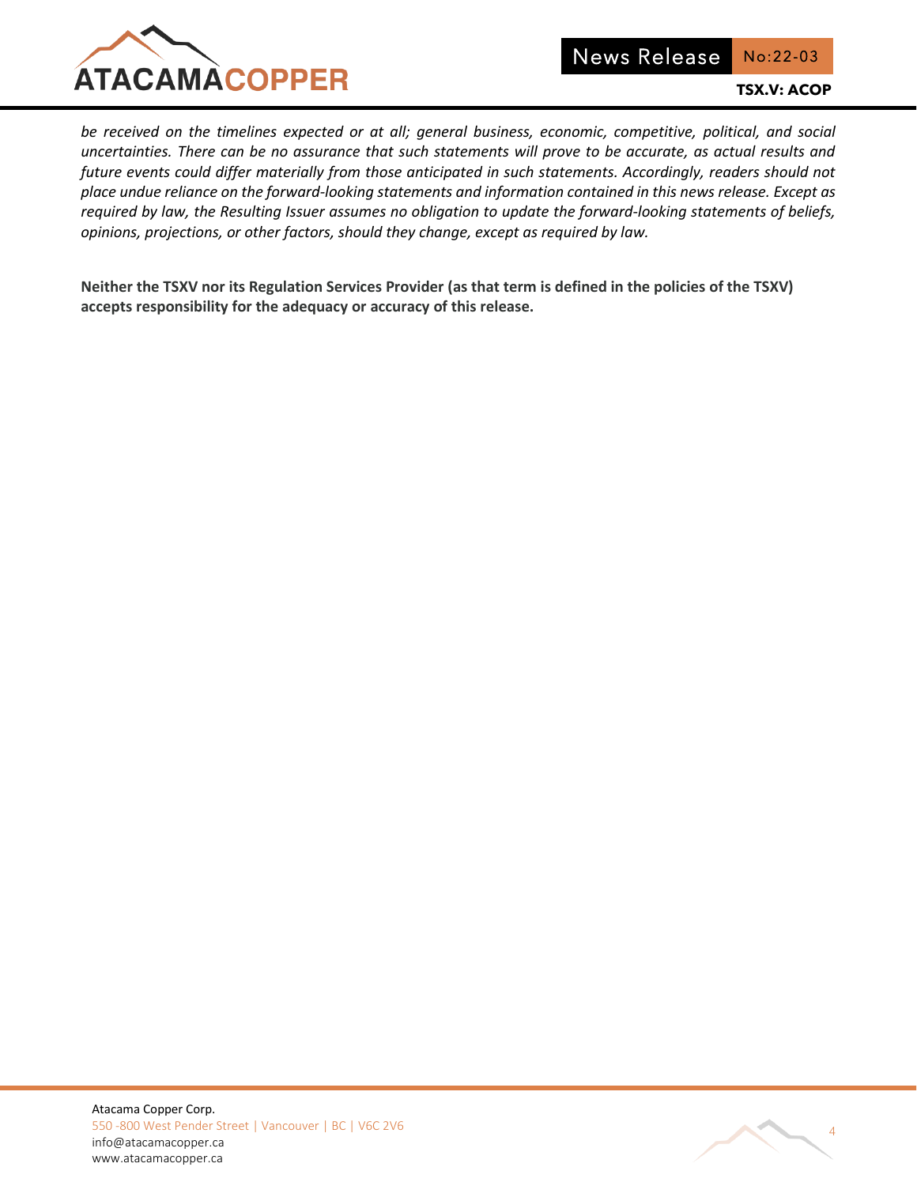*be received on the timelines expected or at all; general business, economic, competitive, political, and social uncertainties. There can be no assurance that such statements will prove to be accurate, as actual results and future events could differ materially from those anticipated in such statements. Accordingly, readers should not place undue reliance on the forward-looking statements and information contained in this news release. Except as required by law, the Resulting Issuer assumes no obligation to update the forward-looking statements of beliefs, opinions, projections, or other factors, should they change, except as required by law.*

**Neither the TSXV nor its Regulation Services Provider (as that term is defined in the policies of the TSXV) accepts responsibility for the adequacy or accuracy of this release.**